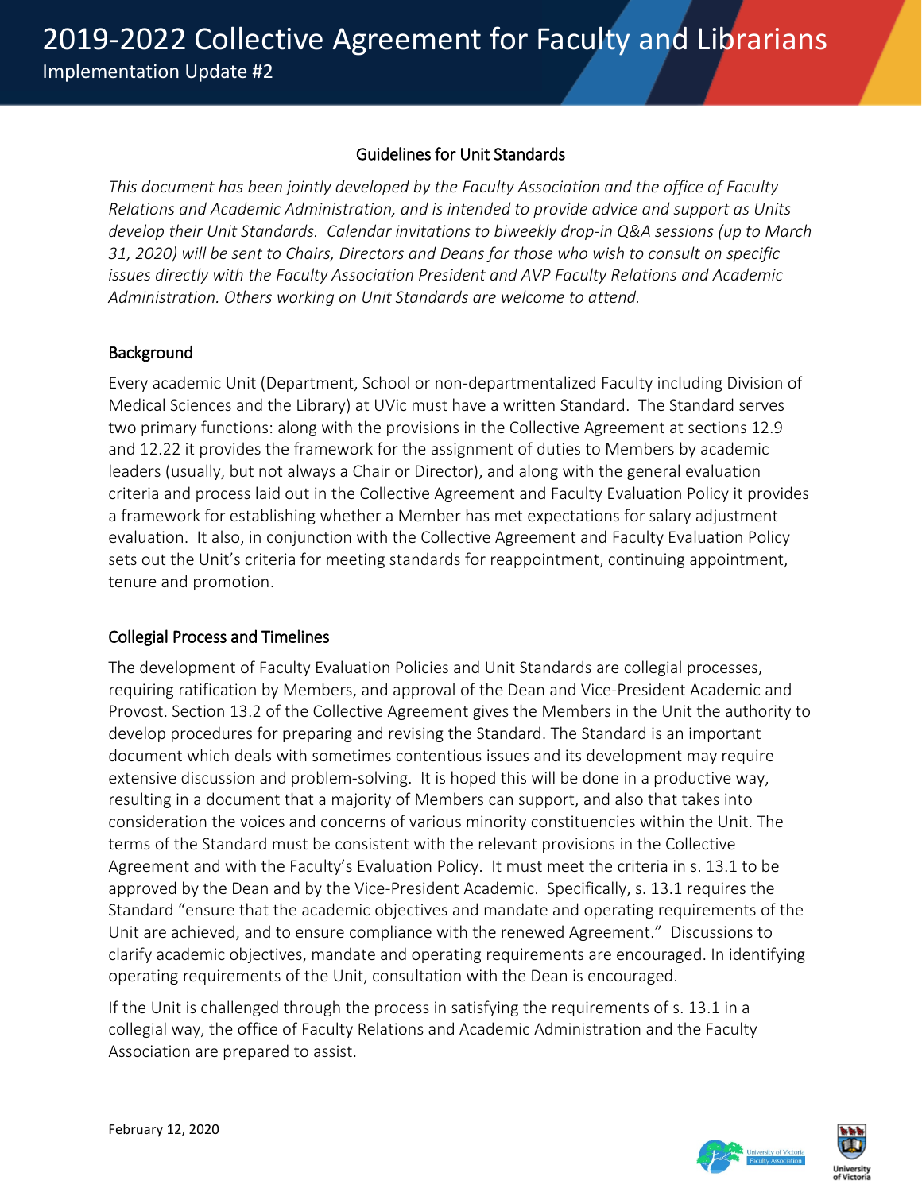# 2019-2022 Collective Agreement for Faculty and Librarians

Implementation Update #2

## Guidelines for Unit Standards

*This document has been jointly developed by the Faculty Association and the office of Faculty Relations and Academic Administration, and is intended to provide advice and support as Units develop their Unit Standards. Calendar invitations to biweekly drop-in Q&A sessions (up to March 31, 2020) will be sent to Chairs, Directors and Deans for those who wish to consult on specific issues directly with the Faculty Association President and AVP Faculty Relations and Academic Administration. Others working on Unit Standards are welcome to attend.*

### Background

Every academic Unit (Department, School or non-departmentalized Faculty including Division of Medical Sciences and the Library) at UVic must have a written Standard. The Standard serves two primary functions: along with the provisions in the Collective Agreement at sections 12.9 and 12.22 it provides the framework for the assignment of duties to Members by academic leaders (usually, but not always a Chair or Director), and along with the general evaluation criteria and process laid out in the Collective Agreement and Faculty Evaluation Policy it provides a framework for establishing whether a Member has met expectations for salary adjustment evaluation. It also, in conjunction with the Collective Agreement and Faculty Evaluation Policy sets out the Unit's criteria for meeting standards for reappointment, continuing appointment, tenure and promotion.

### Collegial Process and Timelines

The development of Faculty Evaluation Policies and Unit Standards are collegial processes, requiring ratification by Members, and approval of the Dean and Vice-President Academic and Provost. Section 13.2 of the Collective Agreement gives the Members in the Unit the authority to develop procedures for preparing and revising the Standard. The Standard is an important document which deals with sometimes contentious issues and its development may require extensive discussion and problem-solving. It is hoped this will be done in a productive way, resulting in a document that a majority of Members can support, and also that takes into consideration the voices and concerns of various minority constituencies within the Unit. The terms of the Standard must be consistent with the relevant provisions in the Collective Agreement and with the Faculty's Evaluation Policy. It must meet the criteria in s. 13.1 to be approved by the Dean and by the Vice-President Academic. Specifically, s. 13.1 requires the Standard "ensure that the academic objectives and mandate and operating requirements of the Unit are achieved, and to ensure compliance with the renewed Agreement." Discussions to clarify academic objectives, mandate and operating requirements are encouraged. In identifying operating requirements of the Unit, consultation with the Dean is encouraged.

If the Unit is challenged through the process in satisfying the requirements of s. 13.1 in a collegial way, the office of Faculty Relations and Academic Administration and the Faculty Association are prepared to assist.

February 12, 2020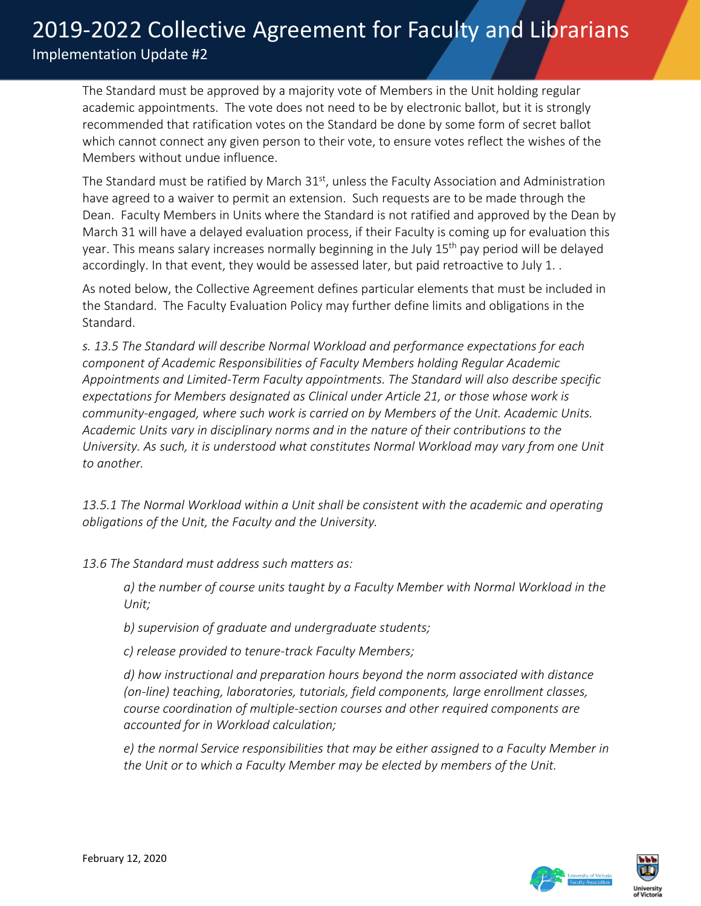The Standard must be approved by a majority vote of Members in the Unit holding regular academic appointments. The vote does not need to be by electronic ballot, but it is strongly recommended that ratification votes on the Standard be done by some form of secret ballot which cannot connect any given person to their vote, to ensure votes reflect the wishes of the Members without undue influence.

The Standard must be ratified by March 31st, unless the Faculty Association and Administration have agreed to a waiver to permit an extension. Such requests are to be made through the Dean. Faculty Members in Units where the Standard is not ratified and approved by the Dean by March 31 will have a delayed evaluation process, if their Faculty is coming up for evaluation this year. This means salary increases normally beginning in the July 15th pay period will be delayed accordingly. In that event, they would be assessed later, but paid retroactive to July 1. .

As noted below, the Collective Agreement defines particular elements that must be included in the Standard. The Faculty Evaluation Policy may further define limits and obligations in the Standard.

*s. 13.5 The Standard will describe Normal Workload and performance expectations for each component of Academic Responsibilities of Faculty Members holding Regular Academic Appointments and Limited-Term Faculty appointments. The Standard will also describe specific expectations for Members designated as Clinical under Article 21, or those whose work is community-engaged, where such work is carried on by Members of the Unit. Academic Units. Academic Units vary in disciplinary norms and in the nature of their contributions to the University. As such, it is understood what constitutes Normal Workload may vary from one Unit to another.*

*13.5.1 The Normal Workload within a Unit shall be consistent with the academic and operating obligations of the Unit, the Faculty and the University.*

*13.6 The Standard must address such matters as:*

> *a) the number of course units taught by a Faculty Member with Normal Workload in the Unit;*
>
> *b) supervision of graduate and undergraduate students;*
>
> *c) release provided to tenure-track Faculty Members;*
>
> *d) how instructional and preparation hours beyond the norm associated with distance (on-line) teaching, laboratories, tutorials, field components, large enrollment classes, course coordination of multiple-section courses and other required components are accounted for in Workload calculation;*
>
> *e) the normal Service responsibilities that may be either assigned to a Faculty Member in the Unit or to which a Faculty Member may be elected by members of the Unit.*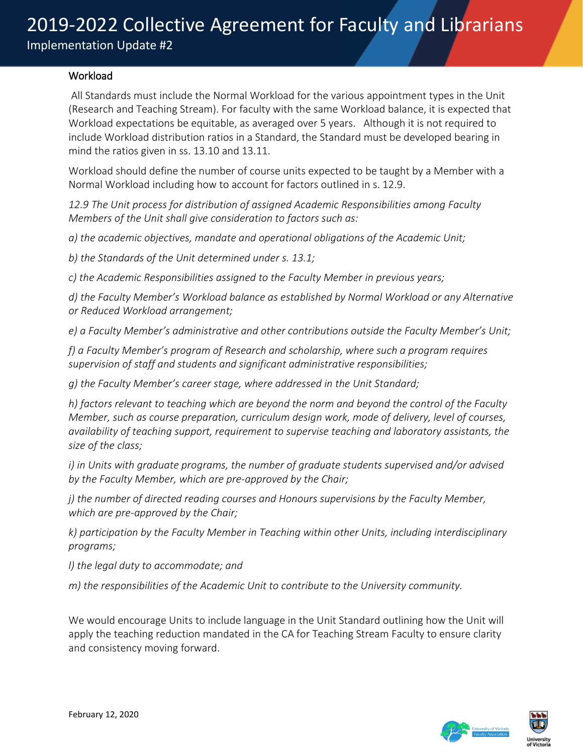### Workload

All Standards must include the Normal Workload for the various appointment types in the Unit (Research and Teaching Stream). For faculty with the same Workload balance, it is expected that Workload expectations be equitable, as averaged over 5 years. Although it is not required to include Workload distribution ratios in a Standard, the Standard must be developed bearing in mind the ratios given in ss. 13.10 and 13.11.

Workload should define the number of course units expected to be taught by a Member with a Normal Workload including how to account for factors outlined in s. 12.9.

*12.9 The Unit process for distribution of assigned Academic Responsibilities among Faculty Members of the Unit shall give consideration to factors such as:*

*a) the academic objectives, mandate and operational obligations of the Academic Unit;*

*b) the Standards of the Unit determined under s. 13.1;*

*c) the Academic Responsibilities assigned to the Faculty Member in previous years;*

*d) the Faculty Member's Workload balance as established by Normal Workload or any Alternative or Reduced Workload arrangement;*

*e) a Faculty Member's administrative and other contributions outside the Faculty Member's Unit;*

*f) a Faculty Member's program of Research and scholarship, where such a program requires supervision of staff and students and significant administrative responsibilities;*

*g) the Faculty Member's career stage, where addressed in the Unit Standard;*

*h) factors relevant to teaching which are beyond the norm and beyond the control of the Faculty Member, such as course preparation, curriculum design work, mode of delivery, level of courses, availability of teaching support, requirement to supervise teaching and laboratory assistants, the size of the class;*

*i) in Units with graduate programs, the number of graduate students supervised and/or advised by the Faculty Member, which are pre-approved by the Chair;*

*j) the number of directed reading courses and Honours supervisions by the Faculty Member, which are pre-approved by the Chair;*

*k) participation by the Faculty Member in Teaching within other Units, including interdisciplinary programs;*

*l) the legal duty to accommodate; and*

*m) the responsibilities of the Academic Unit to contribute to the University community.*

We would encourage Units to include language in the Unit Standard outlining how the Unit will apply the teaching reduction mandated in the CA for Teaching Stream Faculty to ensure clarity and consistency moving forward.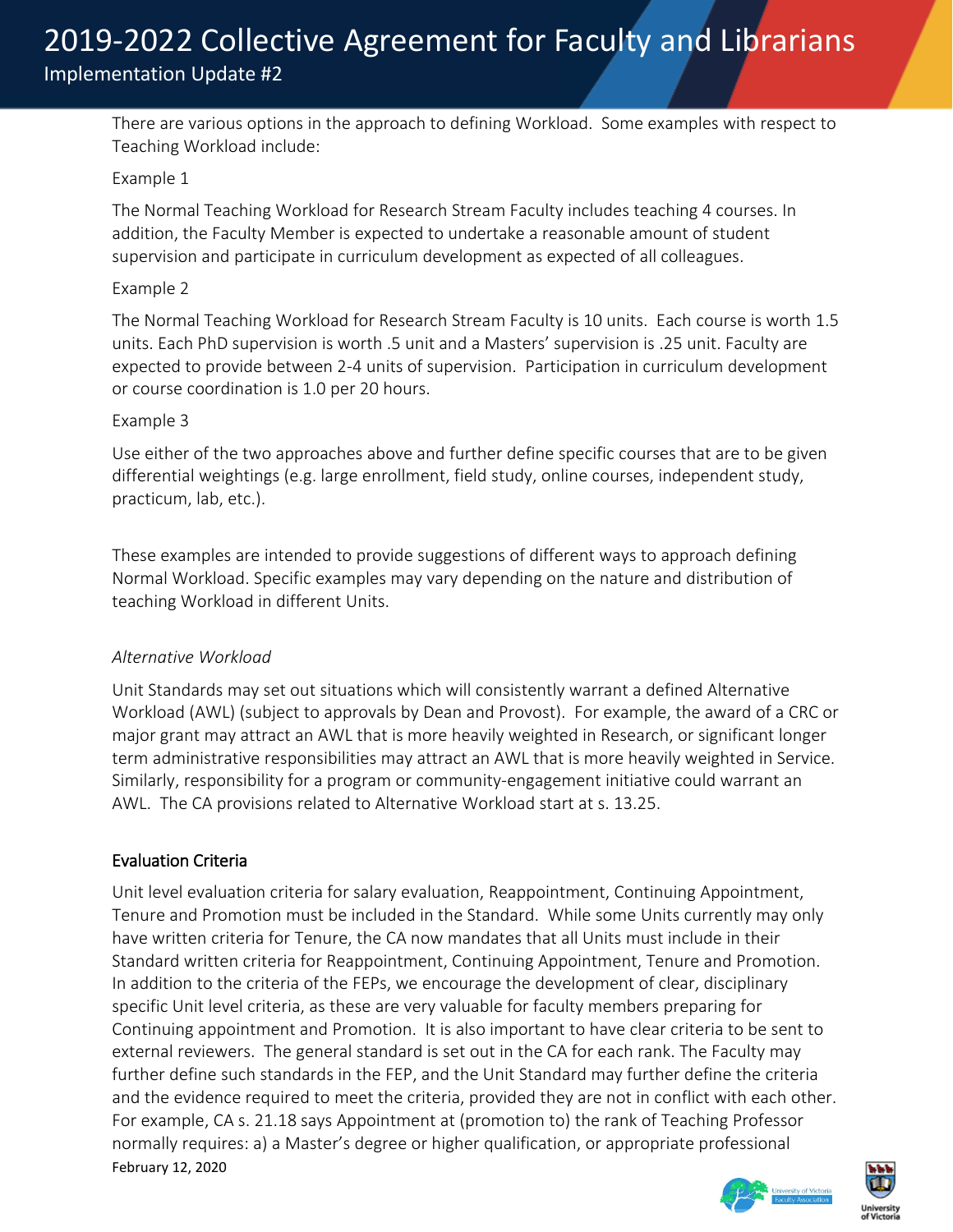There are various options in the approach to defining Workload. Some examples with respect to Teaching Workload include:

Example 1

The Normal Teaching Workload for Research Stream Faculty includes teaching 4 courses. In addition, the Faculty Member is expected to undertake a reasonable amount of student supervision and participate in curriculum development as expected of all colleagues.

Example 2

The Normal Teaching Workload for Research Stream Faculty is 10 units. Each course is worth 1.5 units. Each PhD supervision is worth .5 unit and a Masters' supervision is .25 unit. Faculty are expected to provide between 2-4 units of supervision. Participation in curriculum development or course coordination is 1.0 per 20 hours.

Example 3

Use either of the two approaches above and further define specific courses that are to be given differential weightings (e.g. large enrollment, field study, online courses, independent study, practicum, lab, etc.).

These examples are intended to provide suggestions of different ways to approach defining Normal Workload. Specific examples may vary depending on the nature and distribution of teaching Workload in different Units.

*Alternative Workload*

Unit Standards may set out situations which will consistently warrant a defined Alternative Workload (AWL) (subject to approvals by Dean and Provost). For example, the award of a CRC or major grant may attract an AWL that is more heavily weighted in Research, or significant longer term administrative responsibilities may attract an AWL that is more heavily weighted in Service. Similarly, responsibility for a program or community-engagement initiative could warrant an AWL. The CA provisions related to Alternative Workload start at s. 13.25.

### Evaluation Criteria

Unit level evaluation criteria for salary evaluation, Reappointment, Continuing Appointment, Tenure and Promotion must be included in the Standard. While some Units currently may only have written criteria for Tenure, the CA now mandates that all Units must include in their Standard written criteria for Reappointment, Continuing Appointment, Tenure and Promotion. In addition to the criteria of the FEPs, we encourage the development of clear, disciplinary specific Unit level criteria, as these are very valuable for faculty members preparing for Continuing appointment and Promotion. It is also important to have clear criteria to be sent to external reviewers. The general standard is set out in the CA for each rank. The Faculty may further define such standards in the FEP, and the Unit Standard may further define the criteria and the evidence required to meet the criteria, provided they are not in conflict with each other. For example, CA s. 21.18 says Appointment at (promotion to) the rank of Teaching Professor normally requires: a) a Master's degree or higher qualification, or appropriate professional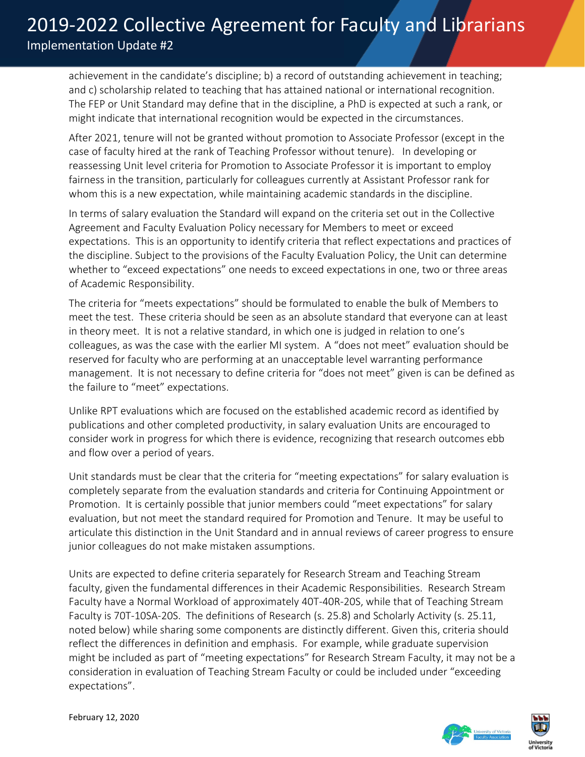achievement in the candidate's discipline; b) a record of outstanding achievement in teaching; and c) scholarship related to teaching that has attained national or international recognition. The FEP or Unit Standard may define that in the discipline, a PhD is expected at such a rank, or might indicate that international recognition would be expected in the circumstances.

After 2021, tenure will not be granted without promotion to Associate Professor (except in the case of faculty hired at the rank of Teaching Professor without tenure). In developing or reassessing Unit level criteria for Promotion to Associate Professor it is important to employ fairness in the transition, particularly for colleagues currently at Assistant Professor rank for whom this is a new expectation, while maintaining academic standards in the discipline.

In terms of salary evaluation the Standard will expand on the criteria set out in the Collective Agreement and Faculty Evaluation Policy necessary for Members to meet or exceed expectations. This is an opportunity to identify criteria that reflect expectations and practices of the discipline. Subject to the provisions of the Faculty Evaluation Policy, the Unit can determine whether to "exceed expectations" one needs to exceed expectations in one, two or three areas of Academic Responsibility.

The criteria for "meets expectations" should be formulated to enable the bulk of Members to meet the test. These criteria should be seen as an absolute standard that everyone can at least in theory meet. It is not a relative standard, in which one is judged in relation to one's colleagues, as was the case with the earlier MI system. A "does not meet" evaluation should be reserved for faculty who are performing at an unacceptable level warranting performance management. It is not necessary to define criteria for "does not meet" given is can be defined as the failure to "meet" expectations.

Unlike RPT evaluations which are focused on the established academic record as identified by publications and other completed productivity, in salary evaluation Units are encouraged to consider work in progress for which there is evidence, recognizing that research outcomes ebb and flow over a period of years.

Unit standards must be clear that the criteria for "meeting expectations" for salary evaluation is completely separate from the evaluation standards and criteria for Continuing Appointment or Promotion. It is certainly possible that junior members could "meet expectations" for salary evaluation, but not meet the standard required for Promotion and Tenure. It may be useful to articulate this distinction in the Unit Standard and in annual reviews of career progress to ensure junior colleagues do not make mistaken assumptions.

Units are expected to define criteria separately for Research Stream and Teaching Stream faculty, given the fundamental differences in their Academic Responsibilities. Research Stream Faculty have a Normal Workload of approximately 40T-40R-20S, while that of Teaching Stream Faculty is 70T-10SA-20S. The definitions of Research (s. 25.8) and Scholarly Activity (s. 25.11, noted below) while sharing some components are distinctly different. Given this, criteria should reflect the differences in definition and emphasis. For example, while graduate supervision might be included as part of "meeting expectations" for Research Stream Faculty, it may not be a consideration in evaluation of Teaching Stream Faculty or could be included under "exceeding expectations".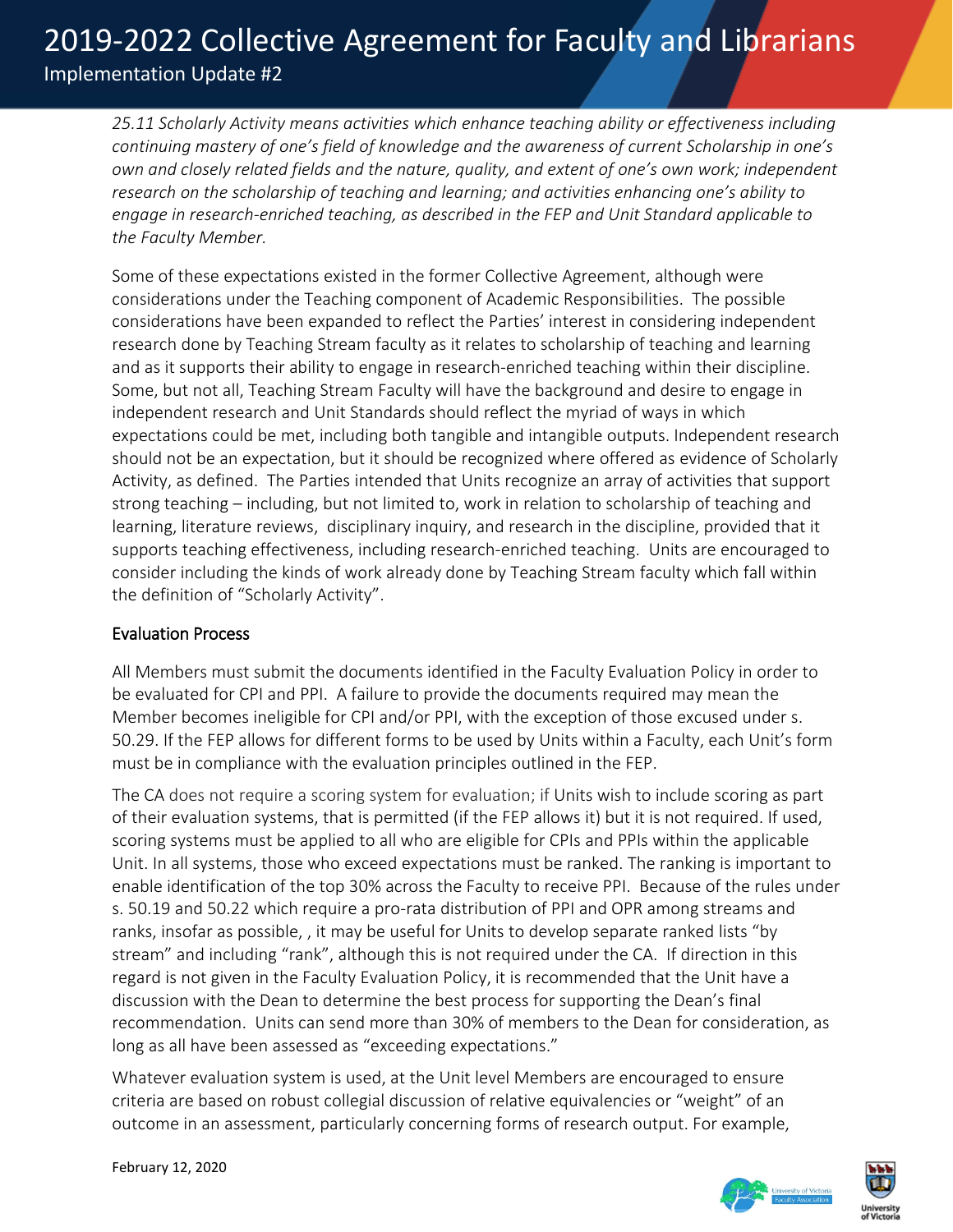*25.11 Scholarly Activity means activities which enhance teaching ability or effectiveness including continuing mastery of one's field of knowledge and the awareness of current Scholarship in one's own and closely related fields and the nature, quality, and extent of one's own work; independent research on the scholarship of teaching and learning; and activities enhancing one's ability to engage in research-enriched teaching, as described in the FEP and Unit Standard applicable to the Faculty Member.*

Some of these expectations existed in the former Collective Agreement, although were considerations under the Teaching component of Academic Responsibilities. The possible considerations have been expanded to reflect the Parties' interest in considering independent research done by Teaching Stream faculty as it relates to scholarship of teaching and learning and as it supports their ability to engage in research-enriched teaching within their discipline. Some, but not all, Teaching Stream Faculty will have the background and desire to engage in independent research and Unit Standards should reflect the myriad of ways in which expectations could be met, including both tangible and intangible outputs. Independent research should not be an expectation, but it should be recognized where offered as evidence of Scholarly Activity, as defined. The Parties intended that Units recognize an array of activities that support strong teaching – including, but not limited to, work in relation to scholarship of teaching and learning, literature reviews, disciplinary inquiry, and research in the discipline, provided that it supports teaching effectiveness, including research-enriched teaching. Units are encouraged to consider including the kinds of work already done by Teaching Stream faculty which fall within the definition of "Scholarly Activity".

## Evaluation Process

All Members must submit the documents identified in the Faculty Evaluation Policy in order to be evaluated for CPI and PPI. A failure to provide the documents required may mean the Member becomes ineligible for CPI and/or PPI, with the exception of those excused under s. 50.29. If the FEP allows for different forms to be used by Units within a Faculty, each Unit's form must be in compliance with the evaluation principles outlined in the FEP.

The CA does not require a scoring system for evaluation; if Units wish to include scoring as part of their evaluation systems, that is permitted (if the FEP allows it) but it is not required. If used, scoring systems must be applied to all who are eligible for CPIs and PPIs within the applicable Unit. In all systems, those who exceed expectations must be ranked. The ranking is important to enable identification of the top 30% across the Faculty to receive PPI. Because of the rules under s. 50.19 and 50.22 which require a pro-rata distribution of PPI and OPR among streams and ranks, insofar as possible, , it may be useful for Units to develop separate ranked lists "by stream" and including "rank", although this is not required under the CA. If direction in this regard is not given in the Faculty Evaluation Policy, it is recommended that the Unit have a discussion with the Dean to determine the best process for supporting the Dean's final recommendation. Units can send more than 30% of members to the Dean for consideration, as long as all have been assessed as "exceeding expectations."

Whatever evaluation system is used, at the Unit level Members are encouraged to ensure criteria are based on robust collegial discussion of relative equivalencies or "weight" of an outcome in an assessment, particularly concerning forms of research output. For example,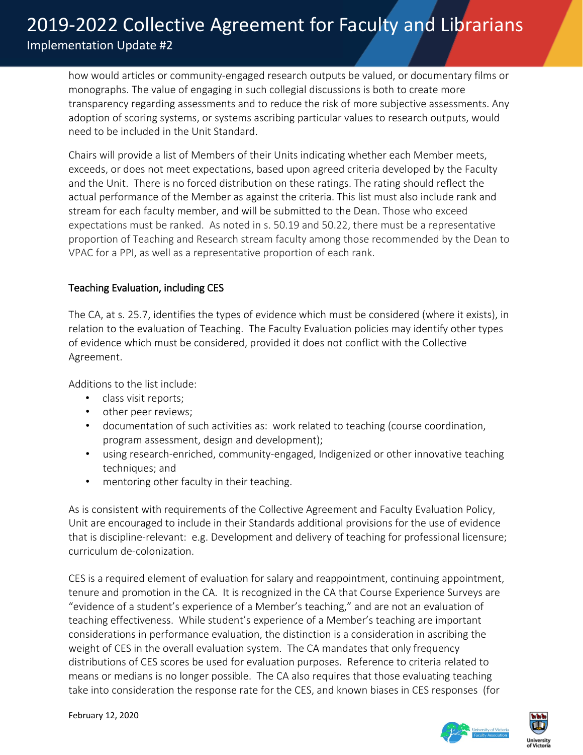how would articles or community-engaged research outputs be valued, or documentary films or monographs. The value of engaging in such collegial discussions is both to create more transparency regarding assessments and to reduce the risk of more subjective assessments. Any adoption of scoring systems, or systems ascribing particular values to research outputs, would need to be included in the Unit Standard.

Chairs will provide a list of Members of their Units indicating whether each Member meets, exceeds, or does not meet expectations, based upon agreed criteria developed by the Faculty and the Unit. There is no forced distribution on these ratings. The rating should reflect the actual performance of the Member as against the criteria. This list must also include rank and stream for each faculty member, and will be submitted to the Dean. Those who exceed expectations must be ranked. As noted in s. 50.19 and 50.22, there must be a representative proportion of Teaching and Research stream faculty among those recommended by the Dean to VPAC for a PPI, as well as a representative proportion of each rank.

## Teaching Evaluation, including CES

The CA, at s. 25.7, identifies the types of evidence which must be considered (where it exists), in relation to the evaluation of Teaching. The Faculty Evaluation policies may identify other types of evidence which must be considered, provided it does not conflict with the Collective Agreement.

Additions to the list include:

- class visit reports;
- other peer reviews;
- documentation of such activities as: work related to teaching (course coordination, program assessment, design and development);
- using research-enriched, community-engaged, Indigenized or other innovative teaching techniques; and
- mentoring other faculty in their teaching.

As is consistent with requirements of the Collective Agreement and Faculty Evaluation Policy, Unit are encouraged to include in their Standards additional provisions for the use of evidence that is discipline-relevant: e.g. Development and delivery of teaching for professional licensure; curriculum de-colonization.

CES is a required element of evaluation for salary and reappointment, continuing appointment, tenure and promotion in the CA. It is recognized in the CA that Course Experience Surveys are "evidence of a student's experience of a Member's teaching," and are not an evaluation of teaching effectiveness. While student's experience of a Member's teaching are important considerations in performance evaluation, the distinction is a consideration in ascribing the weight of CES in the overall evaluation system. The CA mandates that only frequency distributions of CES scores be used for evaluation purposes. Reference to criteria related to means or medians is no longer possible. The CA also requires that those evaluating teaching take into consideration the response rate for the CES, and known biases in CES responses (for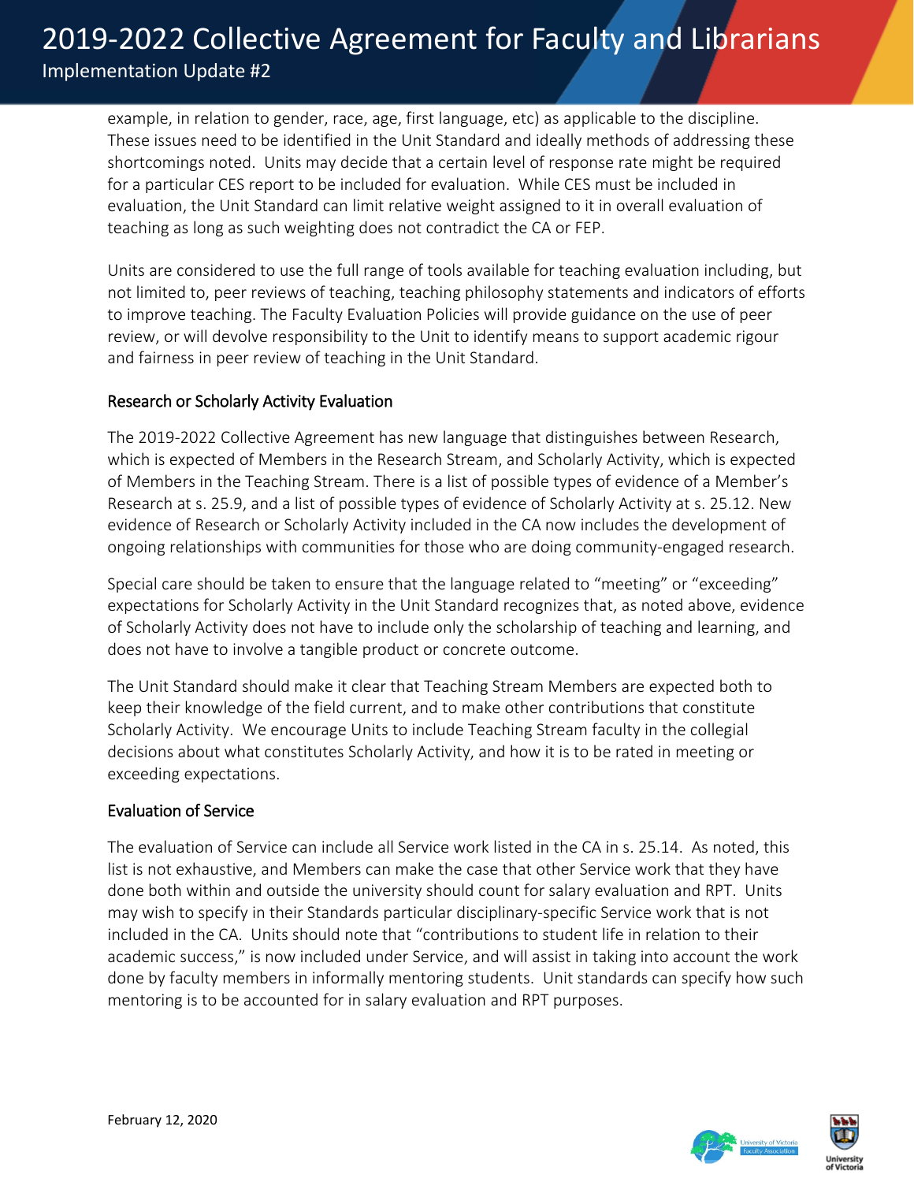example, in relation to gender, race, age, first language, etc) as applicable to the discipline. These issues need to be identified in the Unit Standard and ideally methods of addressing these shortcomings noted. Units may decide that a certain level of response rate might be required for a particular CES report to be included for evaluation. While CES must be included in evaluation, the Unit Standard can limit relative weight assigned to it in overall evaluation of teaching as long as such weighting does not contradict the CA or FEP.

Units are considered to use the full range of tools available for teaching evaluation including, but not limited to, peer reviews of teaching, teaching philosophy statements and indicators of efforts to improve teaching. The Faculty Evaluation Policies will provide guidance on the use of peer review, or will devolve responsibility to the Unit to identify means to support academic rigour and fairness in peer review of teaching in the Unit Standard.

### Research or Scholarly Activity Evaluation

The 2019-2022 Collective Agreement has new language that distinguishes between Research, which is expected of Members in the Research Stream, and Scholarly Activity, which is expected of Members in the Teaching Stream. There is a list of possible types of evidence of a Member's Research at s. 25.9, and a list of possible types of evidence of Scholarly Activity at s. 25.12. New evidence of Research or Scholarly Activity included in the CA now includes the development of ongoing relationships with communities for those who are doing community-engaged research.

Special care should be taken to ensure that the language related to "meeting" or "exceeding" expectations for Scholarly Activity in the Unit Standard recognizes that, as noted above, evidence of Scholarly Activity does not have to include only the scholarship of teaching and learning, and does not have to involve a tangible product or concrete outcome.

The Unit Standard should make it clear that Teaching Stream Members are expected both to keep their knowledge of the field current, and to make other contributions that constitute Scholarly Activity. We encourage Units to include Teaching Stream faculty in the collegial decisions about what constitutes Scholarly Activity, and how it is to be rated in meeting or exceeding expectations.

### Evaluation of Service

The evaluation of Service can include all Service work listed in the CA in s. 25.14. As noted, this list is not exhaustive, and Members can make the case that other Service work that they have done both within and outside the university should count for salary evaluation and RPT. Units may wish to specify in their Standards particular disciplinary-specific Service work that is not included in the CA. Units should note that "contributions to student life in relation to their academic success," is now included under Service, and will assist in taking into account the work done by faculty members in informally mentoring students. Unit standards can specify how such mentoring is to be accounted for in salary evaluation and RPT purposes.

February 12, 2020